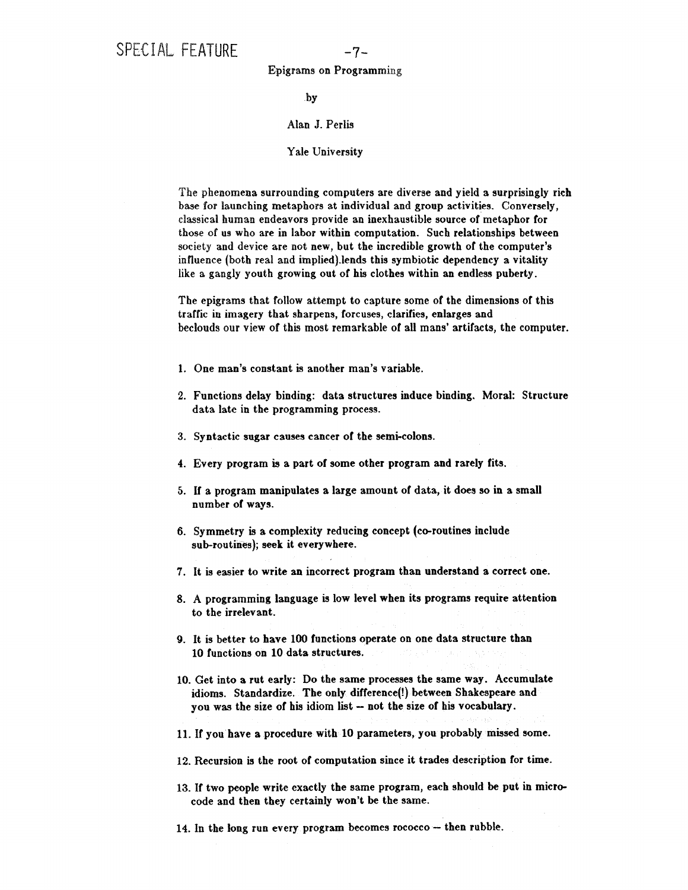SPECIAL FEATURE

# Epigrams on Programming

by

Alan J. Perlis

Yale University

The phenomena surrounding computers are diverse and yield a surprisingly rich base for launching metaphors at individual and group activities. Conversely, classical human endeavors provide an inexhaustible source of metaphor for those of us who are in labor within computation. Such relationships between society and device are not new, but the incredible growth of the computer's influence (both real and implied).lends this symbiotic dependency a vitality like a gangly youth growing out of his clothes within an endless puberty.

The epigrams that follow attempt to capture some of the dimensions of this traffic in imagery that sharpens, forcuses, clarifies, enlarges and beclouds our view of this most remarkable of all mans' artifacts, the computer.

1. One man's constant is another man's variable.

2. Functions delay binding: data structures induce binding. Moral: Structure data late in the programming process.

3. Syntactic sugar causes cancer of the semi-colons.

4. Every program is a part of some other program and rarely fits.

5. If a program manipulates a large amount of data, it does so in a small number of ways.

6. Symmetry is a complexity reducing concept (co-routines include sub-routines); seek it everywhere.

7. It is easier to write an incorrect program than understand a correct one.

8. A programming language is low level when its programs require attention to the irrelevant.

9. It is better to have 100 functions operate on one data structure than 10 functions on 10 data structures.

10. Get into a rut early: Do the same processes the same way. Accumulate idioms. Standardize. The only difference(!) between Shakespeare and you was the size of his idiom list -- not the size of his vocabulary.

11. If you have a procedure with 10 parameters, you probably missed some.

12. Recursion is the root of computation since it trades description for time.

13. If two people write exactly the same program, each should be put in micro-code and then they certainly won't be the same.

14. In the long run every program becomes rococco -- then rubble.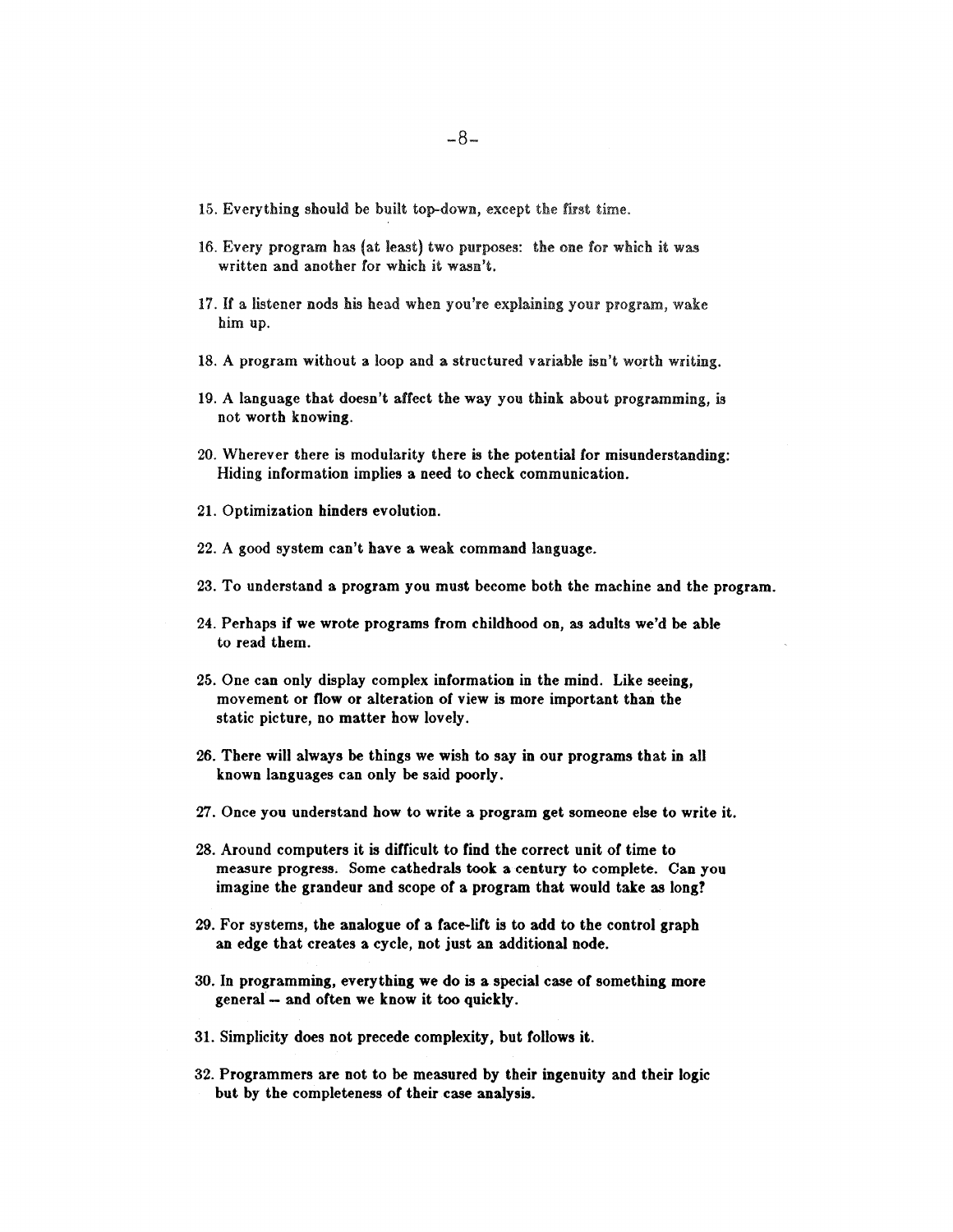15. Everything should be built top-down, except the first time.

16. Every program has (at least) two purposes: the one for which it was written and another for which it wasn't.

17. If a listener nods his head when you're explaining your program, wake him up.

18. A program without a loop and a structured variable isn't worth writing.

19. A language that doesn't affect the way you think about programming, is not worth knowing.

20. Wherever there is modularity there is the potential for misunderstanding: Hiding information implies a need to check communication.

21. Optimization hinders evolution.

22. A good system can't have a weak command language.

23. To understand a program you must become both the machine and the program.

24. Perhaps if we wrote programs from childhood on, as adults we'd be able to read them.

25. One can only display complex information in the mind. Like seeing, movement or flow or alteration of view is more important than the static picture, no matter how lovely.

26. There will always be things we wish to say in our programs that in all known languages can only be said poorly.

27. Once you understand how to write a program get someone else to write it.

28. Around computers it is difficult to find the correct unit of time to measure progress. Some cathedrals took a century to complete. Can you imagine the grandeur and scope of a program that would take as long?

29. For systems, the analogue of a face-lift is to add to the control graph an edge that creates a cycle, not just an additional node.

30. In programming, everything we do is a special case of something more general -- and often we know it too quickly.

31. Simplicity does not precede complexity, but follows it.

32. Programmers are not to be measured by their ingenuity and their logic but by the completeness of their case analysis.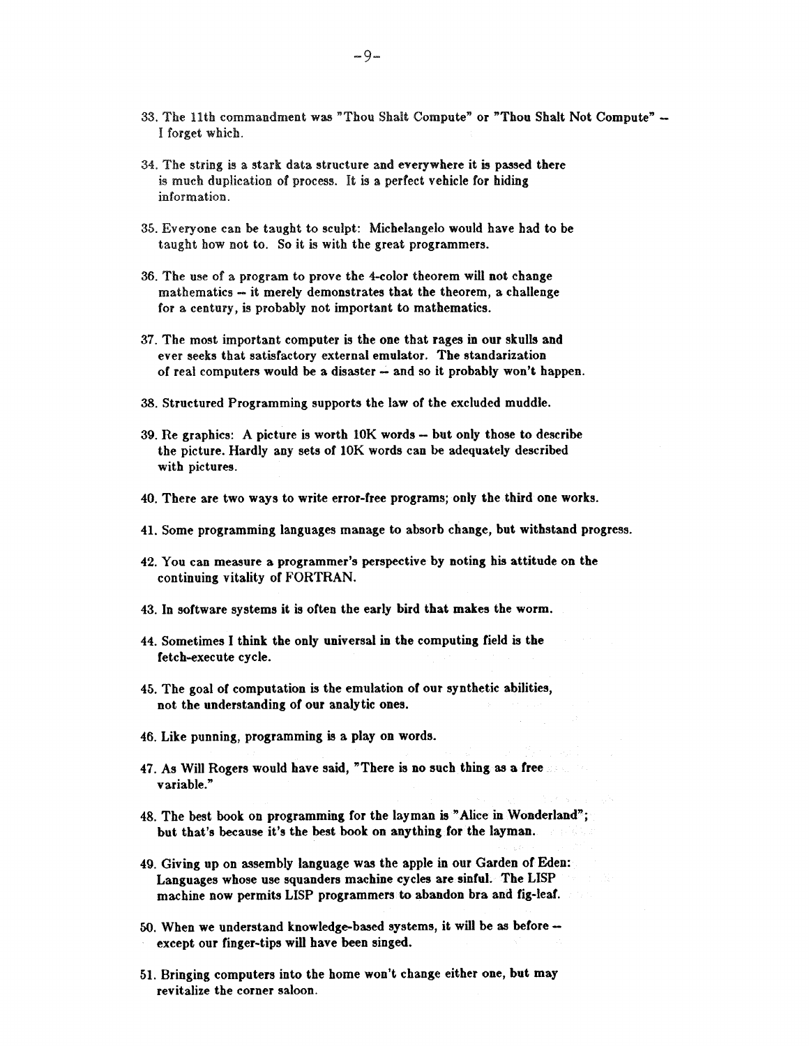33. The 11th commandment was "Thou Shalt Compute" or "Thou Shalt Not Compute" -- I forget which.

34. The string is a stark data structure and everywhere it is passed there is much duplication of process. It is a perfect vehicle for hiding information.

35. Everyone can be taught to sculpt: Michelangelo would have had to be taught how not to. So it is with the great programmers.

36. The use of a program to prove the 4-color theorem will not change mathematics -- it merely demonstrates that the theorem, a challenge for a century, is probably not important to mathematics.

37. The most important computer is the one that rages in our skulls and ever seeks that satisfactory external emulator. The standarization of real computers would be a disaster -- and so it probably won't happen.

38. Structured Programming supports the law of the excluded muddle.

39. Re graphics: A picture is worth 10K words -- but only those to describe the picture. Hardly any sets of 10K words can be adequately described with pictures.

40. There are two ways to write error-free programs; only the third one works.

41. Some programming languages manage to absorb change, but withstand progress.

42. You can measure a programmer's perspective by noting his attitude on the continuing vitality of FORTRAN.

43. In software systems it is often the early bird that makes the worm.

44. Sometimes I think the only universal in the computing field is the fetch-execute cycle.

45. The goal of computation is the emulation of our synthetic abilities, not the understanding of our analytic ones.

46. Like punning, programming is a play on words.

47. As Will Rogers would have said, "There is no such thing as a free variable."

48. The best book on programming for the layman is "Alice in Wonderland"; but that's because it's the best book on anything for the layman.

49. Giving up on assembly language was the apple in our Garden of Eden: Languages whose use squanders machine cycles are sinful. The LISP machine now permits LISP programmers to abandon bra and fig-leaf.

50. When we understand knowledge-based systems, it will be as before -- except our finger-tips will have been singed.

51. Bringing computers into the home won't change either one, but may revitalize the corner saloon.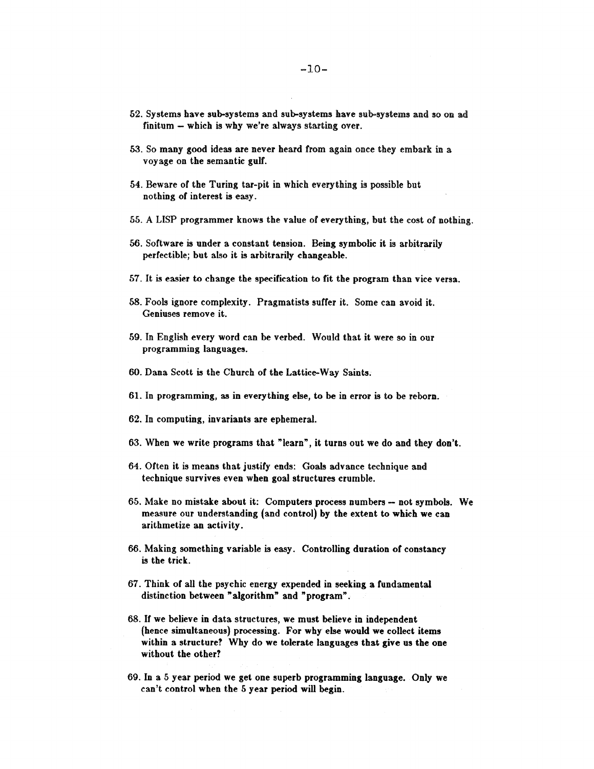52. Systems have sub-systems and sub-systems have sub-systems and so on ad finitum -- which is why we're always starting over.

53. So many good ideas are never heard from again once they embark in a voyage on the semantic gulf.

54. Beware of the Turing tar-pit in which everything is possible but nothing of interest is easy.

55. A LISP programmer knows the value of everything, but the cost of nothing.

56. Software is under a constant tension. Being symbolic it is arbitrarily perfectible; but also it is arbitrarily changeable.

57. It is easier to change the specification to fit the program than vice versa.

58. Fools ignore complexity. Pragmatists suffer it. Some can avoid it. Geniuses remove it.

59. In English every word can be verbed. Would that it were so in our programming languages.

60. Dana Scott is the Church of the Lattice-Way Saints.

61. In programming, as in everything else, to be in error is to be reborn.

62. In computing, invariants are ephemeral.

63. When we write programs that "learn", it turns out we do and they don't.

64. Often it is means that justify ends: Goals advance technique and technique survives even when goal structures crumble.

65. Make no mistake about it: Computers process numbers -- not symbols. We measure our understanding (and control) by the extent to which we can arithmetize an activity.

66. Making something variable is easy. Controlling duration of constancy is the trick.

67. Think of all the psychic energy expended in seeking a fundamental distinction between "algorithm" and "program".

68. If we believe in data structures, we must believe in independent (hence simultaneous) processing. For why else would we collect items within a structure? Why do we tolerate languages that give us the one without the other?

69. In a 5 year period we get one superb programming language. Only we can't control when the 5 year period will begin.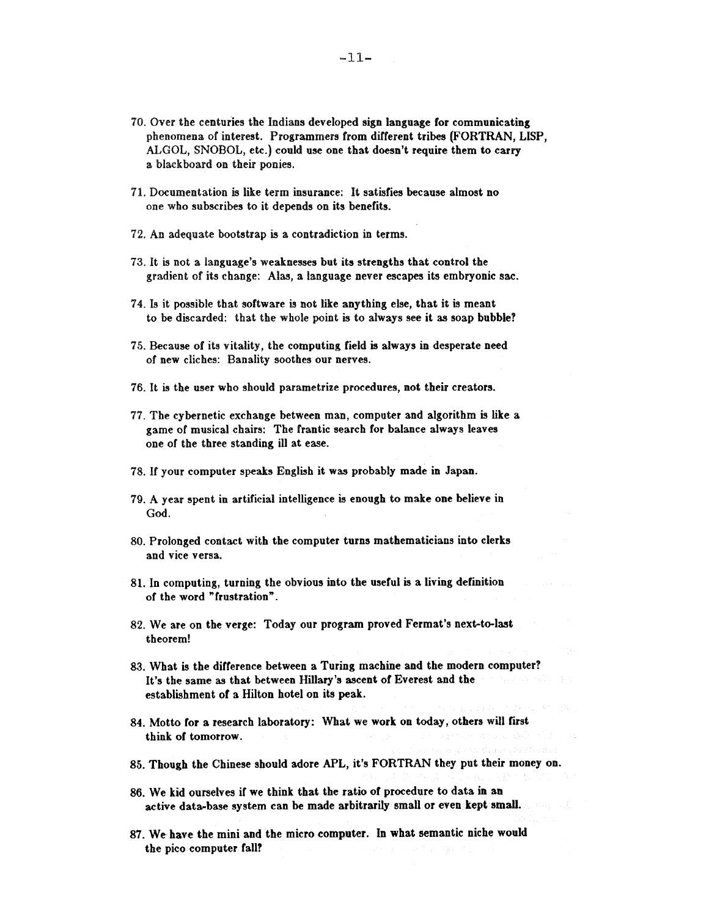70. Over the centuries the Indians developed sign language for communicating phenomena of interest. Programmers from different tribes (FORTRAN, LISP, ALGOL, SNOBOL, etc.) could use one that doesn't require them to carry a blackboard on their ponies.

71. Documentation is like term insurance: It satisfies because almost no one who subscribes to it depends on its benefits.

72. An adequate bootstrap is a contradiction in terms.

73. It is not a language's weaknesses but its strengths that control the gradient of its change: Alas, a language never escapes its embryonic sac.

74. Is it possible that software is not like anything else, that it is meant to be discarded: that the whole point is to always see it as soap bubble?

75. Because of its vitality, the computing field is always in desperate need of new cliches: Banality soothes our nerves.

76. It is the user who should parametrize procedures, not their creators.

77. The cybernetic exchange between man, computer and algorithm is like a game of musical chairs: The frantic search for balance always leaves one of the three standing ill at ease.

78. If your computer speaks English it was probably made in Japan.

79. A year spent in artificial intelligence is enough to make one believe in God.

80. Prolonged contact with the computer turns mathematicians into clerks and vice versa.

81. In computing, turning the obvious into the useful is a living definition of the word "frustration".

82. We are on the verge: Today our program proved Fermat's next-to-last theorem!

83. What is the difference between a Turing machine and the modern computer? It's the same as that between Hillary's ascent of Everest and the establishment of a Hilton hotel on its peak.

84. Motto for a research laboratory: What we work on today, others will first think of tomorrow.

85. Though the Chinese should adore APL, it's FORTRAN they put their money on.

86. We kid ourselves if we think that the ratio of procedure to data in an active data-base system can be made arbitrarily small or even kept small.

87. We have the mini and the micro computer. In what semantic niche would the pico computer fall?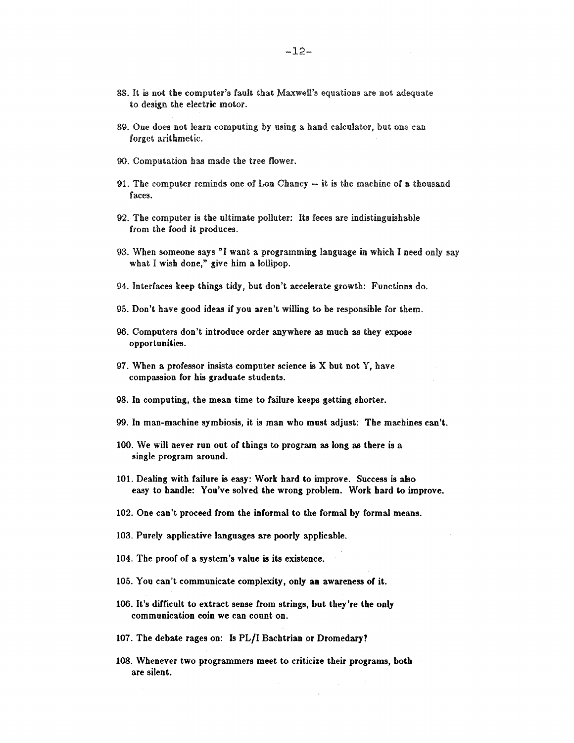88. It is not the computer's fault that Maxwell's equations are not adequate to design the electric motor.

89. One does not learn computing by using a hand calculator, but one can forget arithmetic.

90. Computation has made the tree flower.

91. The computer reminds one of Lon Chaney -- it is the machine of a thousand faces.

92. The computer is the ultimate polluter: Its feces are indistinguishable from the food it produces.

93. When someone says "I want a programming language in which I need only say what I wish done," give him a lollipop.

94. Interfaces keep things tidy, but don't accelerate growth: Functions do.

95. Don't have good ideas if you aren't willing to be responsible for them.

96. Computers don't introduce order anywhere as much as they expose opportunities.

97. When a professor insists computer science is X but not Y, have compassion for his graduate students.

98. In computing, the mean time to failure keeps getting shorter.

99. In man-machine symbiosis, it is man who must adjust: The machines can't.

100. We will never run out of things to program as long as there is a single program around.

101. Dealing with failure is easy: Work hard to improve. Success is also easy to handle: You've solved the wrong problem. Work hard to improve.

102. One can't proceed from the informal to the formal by formal means.

103. Purely applicative languages are poorly applicable.

104. The proof of a system's value is its existence.

105. You can't communicate complexity, only an awareness of it.

106. It's difficult to extract sense from strings, but they're the only communication coin we can count on.

107. The debate rages on: Is PL/I Bachtrian or Dromedary?

108. Whenever two programmers meet to criticize their programs, both are silent.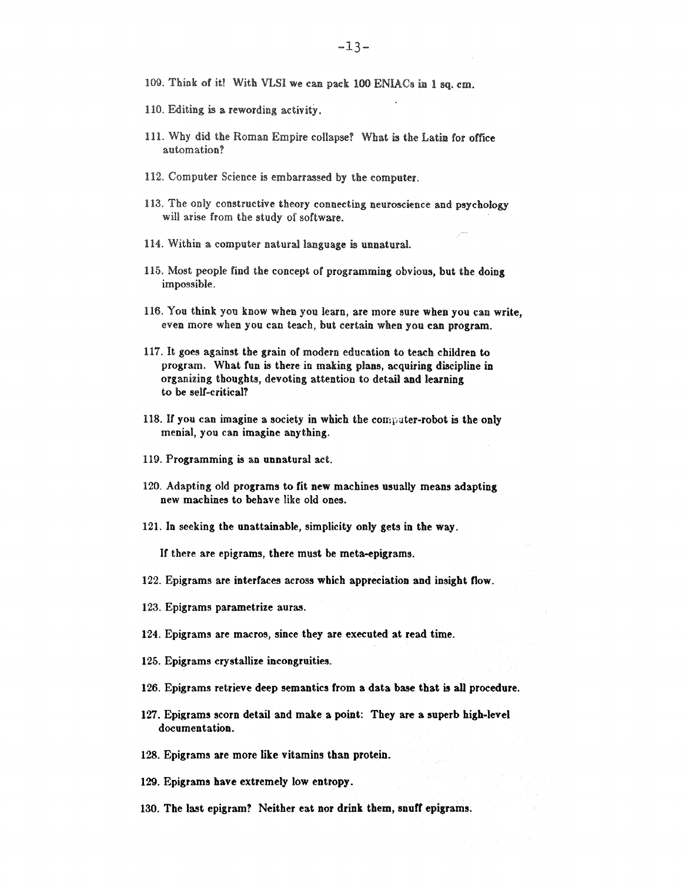109. Think of it! With VLSI we can pack 100 ENIACs in 1 sq. cm.

110. Editing is a rewording activity.

111. Why did the Roman Empire collapse? What is the Latin for office automation?

112. Computer Science is embarrassed by the computer.

113. The only constructive theory connecting neuroscience and psychology will arise from the study of software.

114. Within a computer natural language is unnatural.

115. Most people find the concept of programming obvious, but the doing impossible.

116. You think you know when you learn, are more sure when you can write, even more when you can teach, but certain when you can program.

117. It goes against the grain of modern education to teach children to program. What fun is there in making plans, acquiring discipline in organizing thoughts, devoting attention to detail and learning to be self-critical?

118. If you can imagine a society in which the computer-robot is the only menial, you can imagine anything.

119. Programming is an unnatural act.

120. Adapting old programs to fit new machines usually means adapting new machines to behave like old ones.

121. In seeking the unattainable, simplicity only gets in the way.

If there are epigrams, there must be meta-epigrams.

122. Epigrams are interfaces across which appreciation and insight flow.

123. Epigrams parametrize auras.

124. Epigrams are macros, since they are executed at read time.

125. Epigrams crystallize incongruities.

126. Epigrams retrieve deep semantics from a data base that is all procedure.

127. Epigrams scorn detail and make a point: They are a superb high-level documentation.

128. Epigrams are more like vitamins than protein.

129. Epigrams have extremely low entropy.

130. The last epigram? Neither eat nor drink them, snuff epigrams.